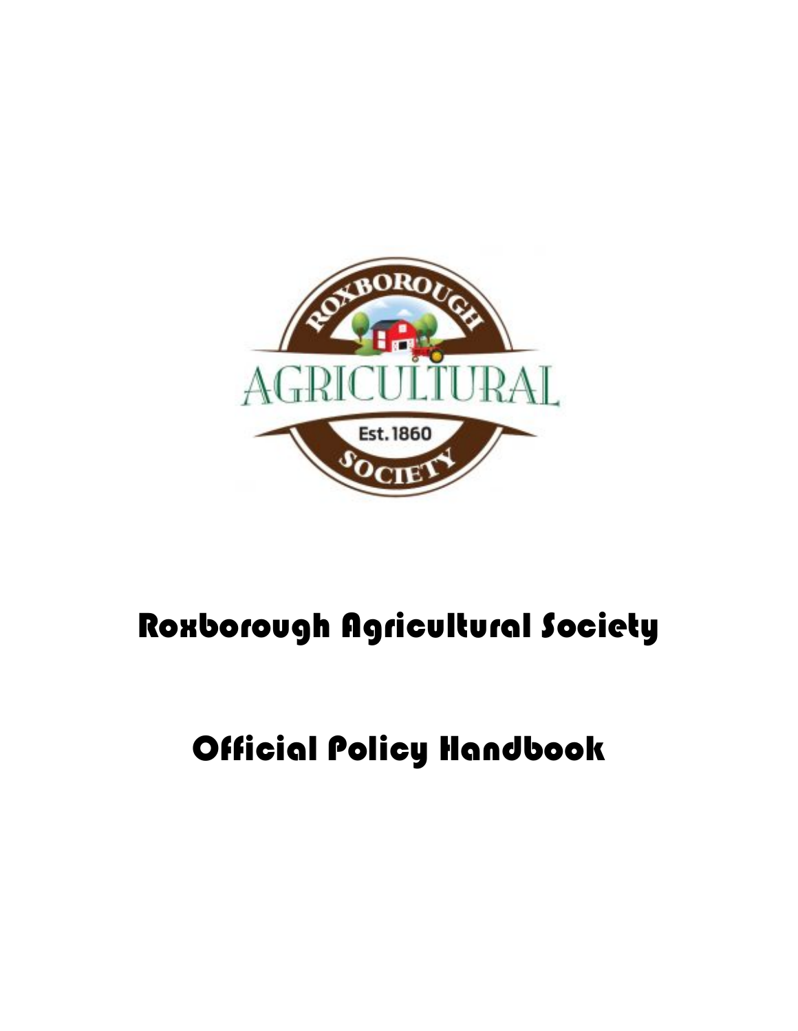# Roxborough Agricultural Society

# Official Policy Handbook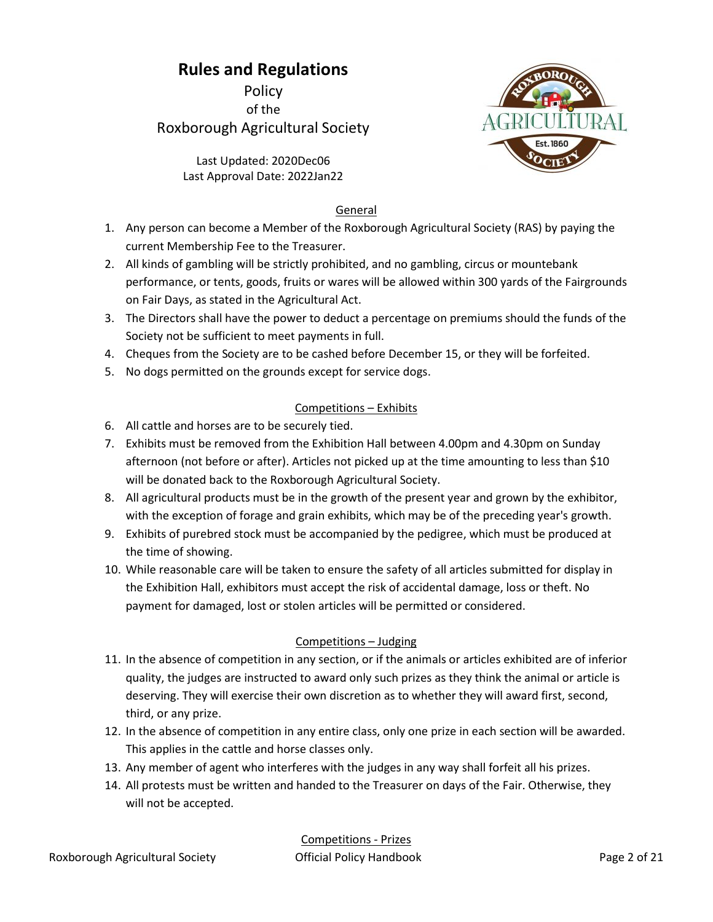# Rules and Regulations

Policy
of the
Roxborough Agricultural Society

Last Updated: 2020Dec06
Last Approval Date: 2022Jan22

## General

1. Any person can become a Member of the Roxborough Agricultural Society (RAS) by paying the current Membership Fee to the Treasurer.
2. All kinds of gambling will be strictly prohibited, and no gambling, circus or mountebank performance, or tents, goods, fruits or wares will be allowed within 300 yards of the Fairgrounds on Fair Days, as stated in the Agricultural Act.
3. The Directors shall have the power to deduct a percentage on premiums should the funds of the Society not be sufficient to meet payments in full.
4. Cheques from the Society are to be cashed before December 15, or they will be forfeited.
5. No dogs permitted on the grounds except for service dogs.

## Competitions – Exhibits

6. All cattle and horses are to be securely tied.
7. Exhibits must be removed from the Exhibition Hall between 4.00pm and 4.30pm on Sunday afternoon (not before or after). Articles not picked up at the time amounting to less than $10 will be donated back to the Roxborough Agricultural Society.
8. All agricultural products must be in the growth of the present year and grown by the exhibitor, with the exception of forage and grain exhibits, which may be of the preceding year's growth.
9. Exhibits of purebred stock must be accompanied by the pedigree, which must be produced at the time of showing.
10. While reasonable care will be taken to ensure the safety of all articles submitted for display in the Exhibition Hall, exhibitors must accept the risk of accidental damage, loss or theft. No payment for damaged, lost or stolen articles will be permitted or considered.

## Competitions – Judging

11. In the absence of competition in any section, or if the animals or articles exhibited are of inferior quality, the judges are instructed to award only such prizes as they think the animal or article is deserving. They will exercise their own discretion as to whether they will award first, second, third, or any prize.
12. In the absence of competition in any entire class, only one prize in each section will be awarded. This applies in the cattle and horse classes only.
13. Any member of agent who interferes with the judges in any way shall forfeit all his prizes.
14. All protests must be written and handed to the Treasurer on days of the Fair. Otherwise, they will not be accepted.

## Competitions - Prizes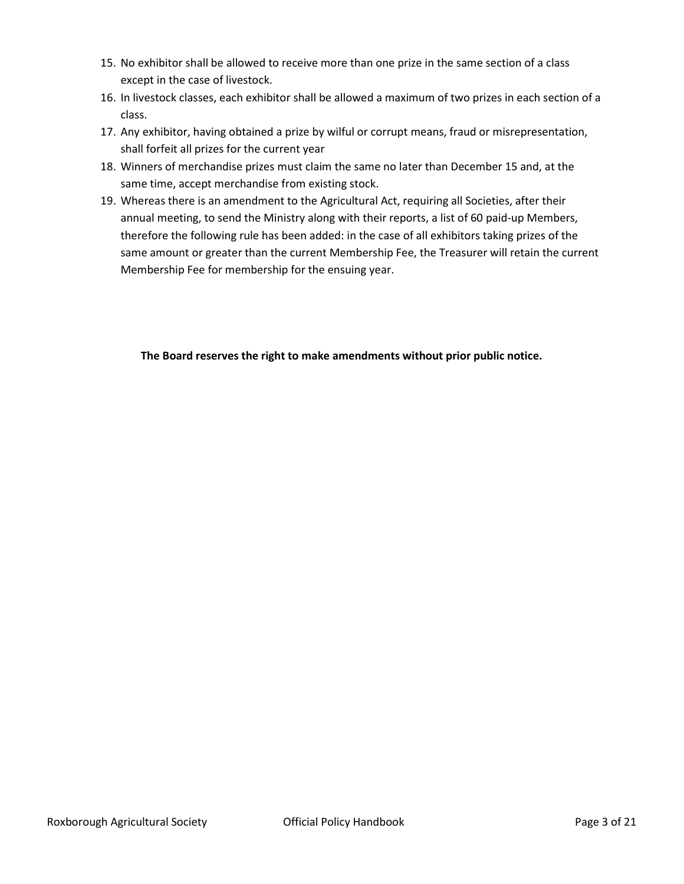15. No exhibitor shall be allowed to receive more than one prize in the same section of a class except in the case of livestock.
16. In livestock classes, each exhibitor shall be allowed a maximum of two prizes in each section of a class.
17. Any exhibitor, having obtained a prize by wilful or corrupt means, fraud or misrepresentation, shall forfeit all prizes for the current year
18. Winners of merchandise prizes must claim the same no later than December 15 and, at the same time, accept merchandise from existing stock.
19. Whereas there is an amendment to the Agricultural Act, requiring all Societies, after their annual meeting, to send the Ministry along with their reports, a list of 60 paid-up Members, therefore the following rule has been added: in the case of all exhibitors taking prizes of the same amount or greater than the current Membership Fee, the Treasurer will retain the current Membership Fee for membership for the ensuing year.

**The Board reserves the right to make amendments without prior public notice.**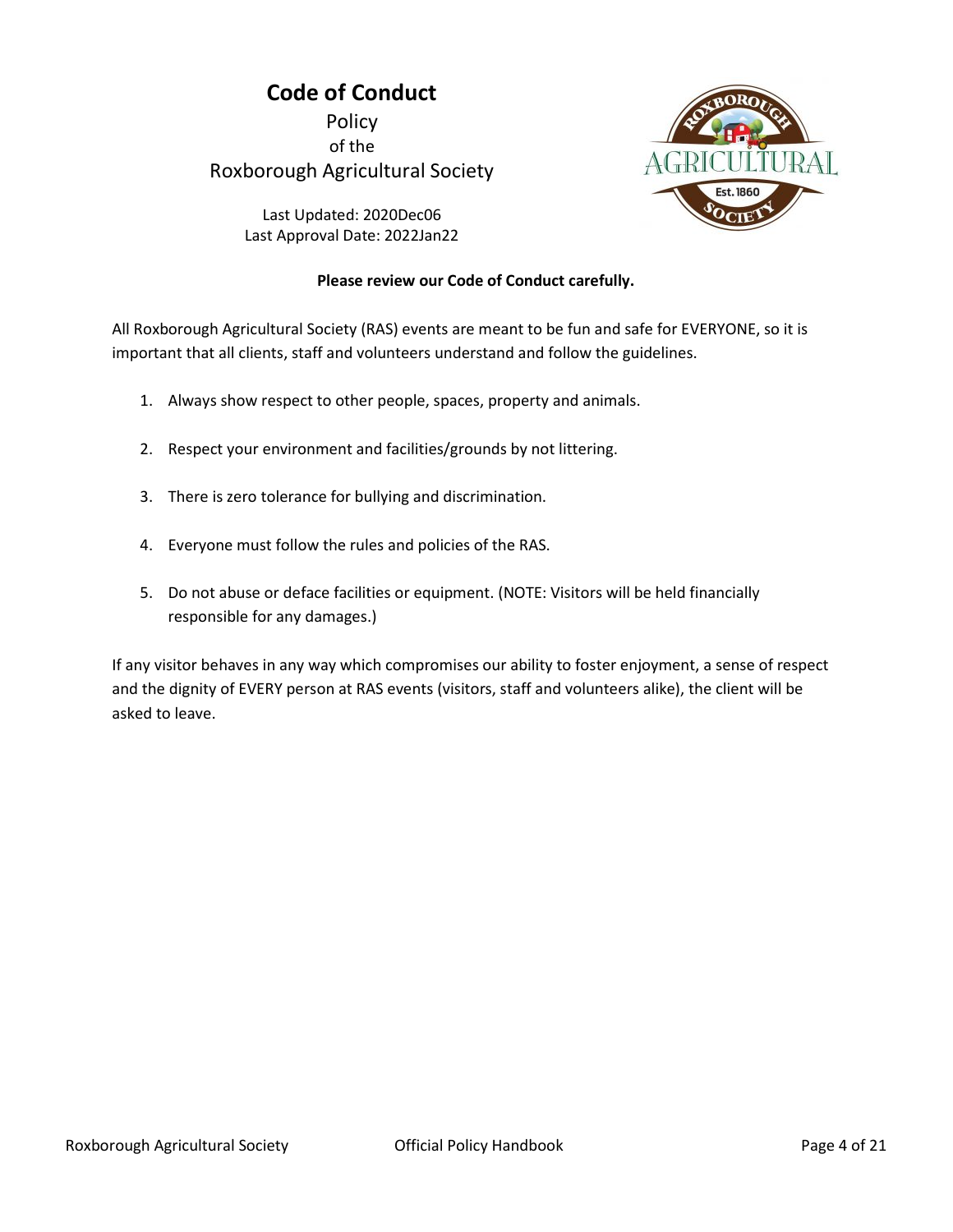# Code of Conduct

Policy
of the
Roxborough Agricultural Society

Last Updated: 2020Dec06
Last Approval Date: 2022Jan22

**Please review our Code of Conduct carefully.**

All Roxborough Agricultural Society (RAS) events are meant to be fun and safe for EVERYONE, so it is important that all clients, staff and volunteers understand and follow the guidelines.

1. Always show respect to other people, spaces, property and animals.
2. Respect your environment and facilities/grounds by not littering.
3. There is zero tolerance for bullying and discrimination.
4. Everyone must follow the rules and policies of the RAS.
5. Do not abuse or deface facilities or equipment. (NOTE: Visitors will be held financially responsible for any damages.)

If any visitor behaves in any way which compromises our ability to foster enjoyment, a sense of respect and the dignity of EVERY person at RAS events (visitors, staff and volunteers alike), the client will be asked to leave.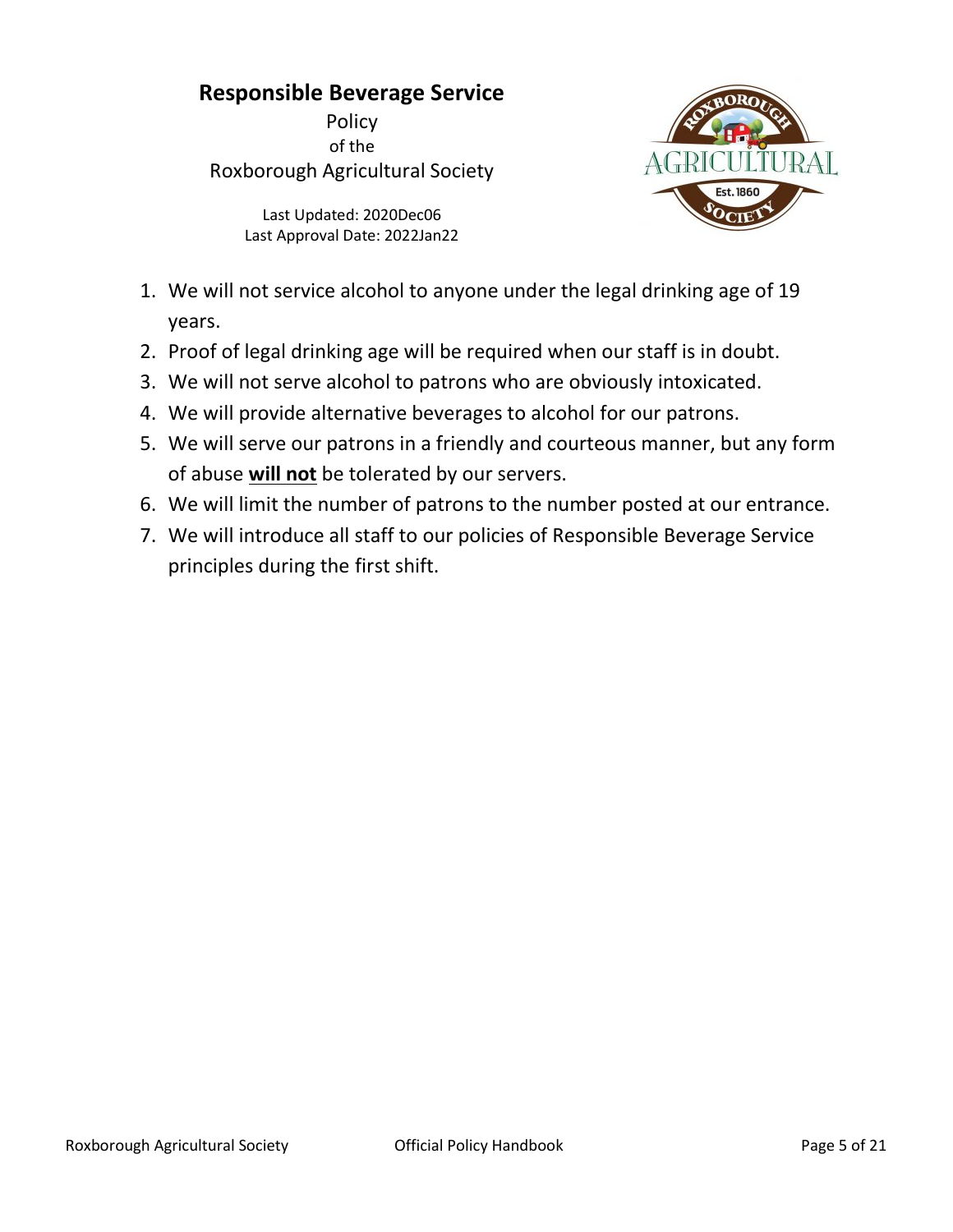# Responsible Beverage Service

Policy
of the
Roxborough Agricultural Society

Last Updated: 2020Dec06
Last Approval Date: 2022Jan22

1. We will not service alcohol to anyone under the legal drinking age of 19 years.
2. Proof of legal drinking age will be required when our staff is in doubt.
3. We will not serve alcohol to patrons who are obviously intoxicated.
4. We will provide alternative beverages to alcohol for our patrons.
5. We will serve our patrons in a friendly and courteous manner, but any form of abuse **will not** be tolerated by our servers.
6. We will limit the number of patrons to the number posted at our entrance.
7. We will introduce all staff to our policies of Responsible Beverage Service principles during the first shift.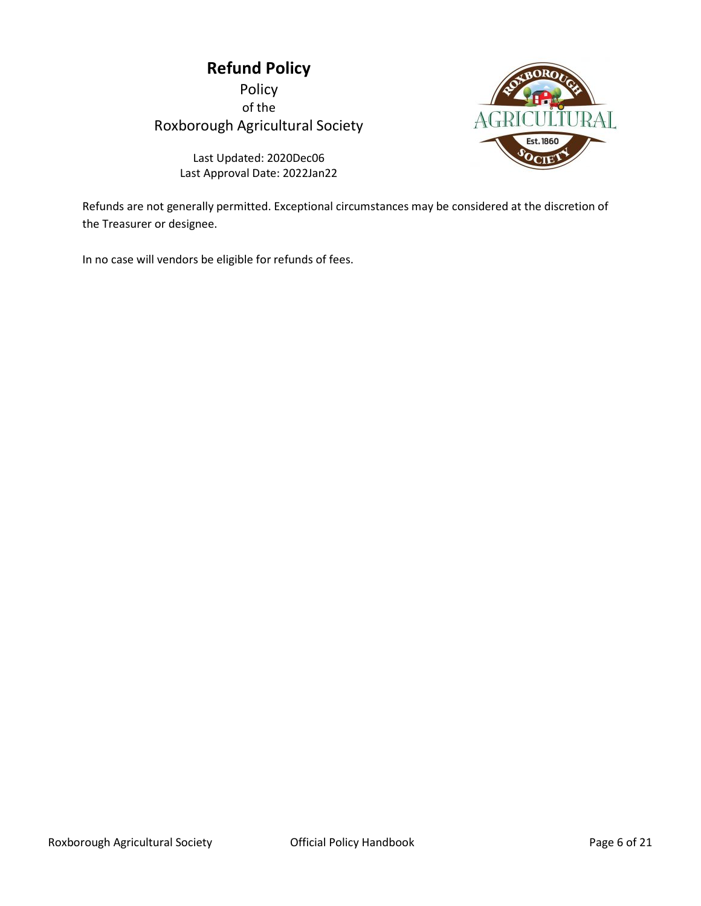# Refund Policy

Policy
of the
Roxborough Agricultural Society

Last Updated: 2020Dec06
Last Approval Date: 2022Jan22

Refunds are not generally permitted. Exceptional circumstances may be considered at the discretion of the Treasurer or designee.

In no case will vendors be eligible for refunds of fees.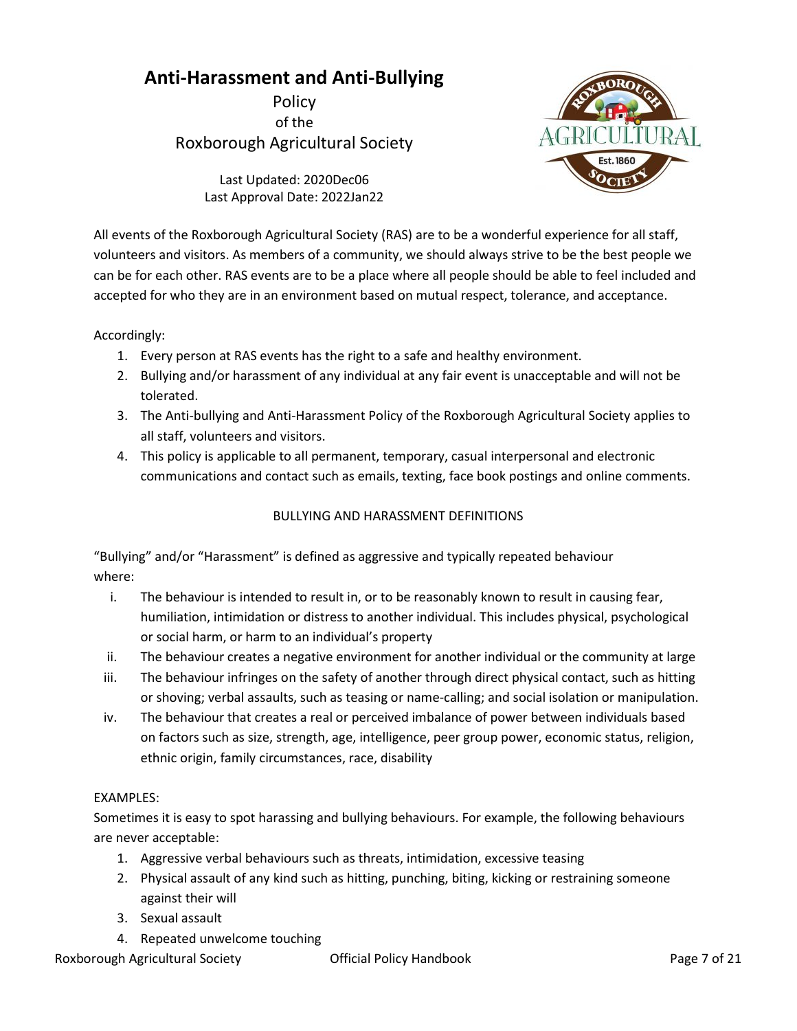# Anti-Harassment and Anti-Bullying

Policy
of the
Roxborough Agricultural Society

Last Updated: 2020Dec06
Last Approval Date: 2022Jan22

All events of the Roxborough Agricultural Society (RAS) are to be a wonderful experience for all staff, volunteers and visitors. As members of a community, we should always strive to be the best people we can be for each other. RAS events are to be a place where all people should be able to feel included and accepted for who they are in an environment based on mutual respect, tolerance, and acceptance.

Accordingly:

1. Every person at RAS events has the right to a safe and healthy environment.
2. Bullying and/or harassment of any individual at any fair event is unacceptable and will not be tolerated.
3. The Anti-bullying and Anti-Harassment Policy of the Roxborough Agricultural Society applies to all staff, volunteers and visitors.
4. This policy is applicable to all permanent, temporary, casual interpersonal and electronic communications and contact such as emails, texting, face book postings and online comments.

## BULLYING AND HARASSMENT DEFINITIONS

"Bullying" and/or "Harassment" is defined as aggressive and typically repeated behaviour where:

i. The behaviour is intended to result in, or to be reasonably known to result in causing fear, humiliation, intimidation or distress to another individual. This includes physical, psychological or social harm, or harm to an individual's property
ii. The behaviour creates a negative environment for another individual or the community at large
iii. The behaviour infringes on the safety of another through direct physical contact, such as hitting or shoving; verbal assaults, such as teasing or name-calling; and social isolation or manipulation.
iv. The behaviour that creates a real or perceived imbalance of power between individuals based on factors such as size, strength, age, intelligence, peer group power, economic status, religion, ethnic origin, family circumstances, race, disability

EXAMPLES:

Sometimes it is easy to spot harassing and bullying behaviours. For example, the following behaviours are never acceptable:

1. Aggressive verbal behaviours such as threats, intimidation, excessive teasing
2. Physical assault of any kind such as hitting, punching, biting, kicking or restraining someone against their will
3. Sexual assault
4. Repeated unwelcome touching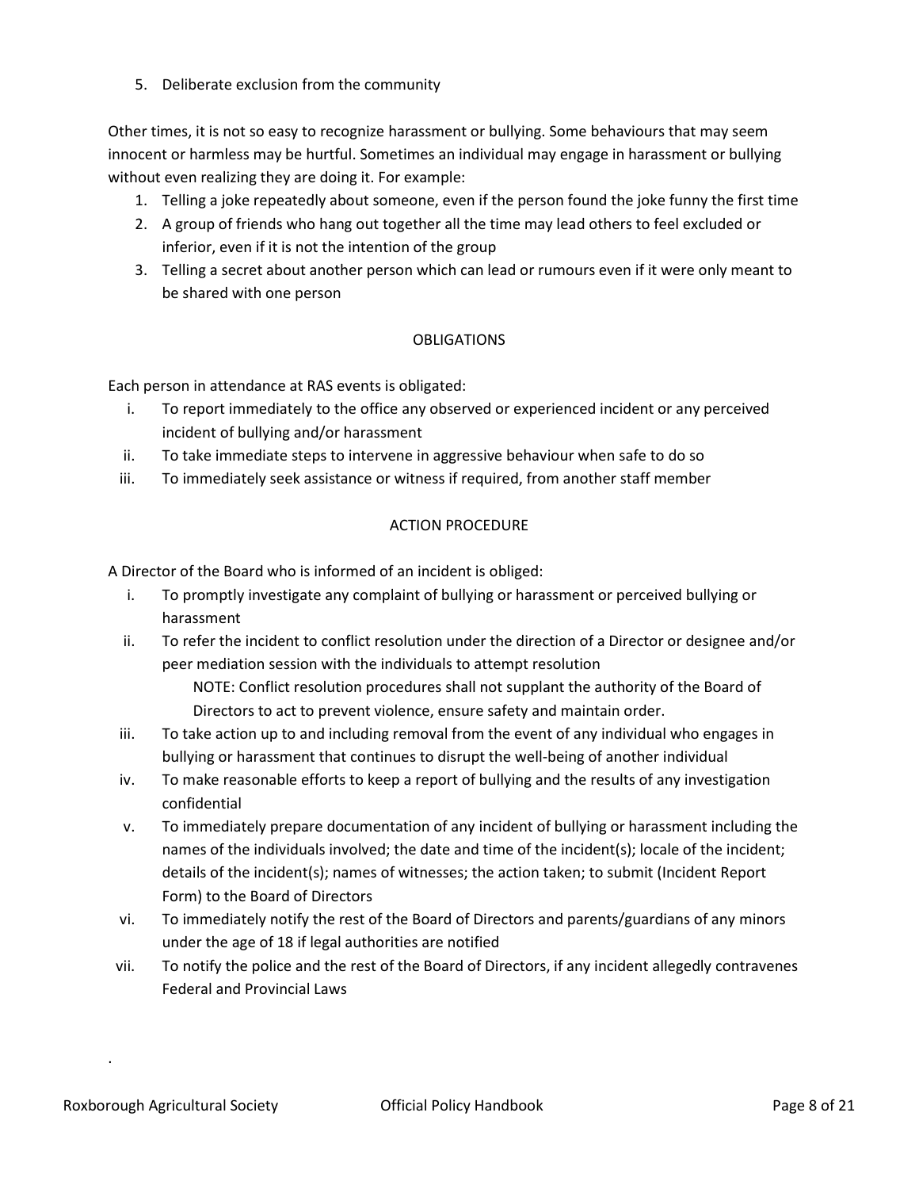5. Deliberate exclusion from the community

Other times, it is not so easy to recognize harassment or bullying. Some behaviours that may seem innocent or harmless may be hurtful. Sometimes an individual may engage in harassment or bullying without even realizing they are doing it. For example:

1. Telling a joke repeatedly about someone, even if the person found the joke funny the first time
2. A group of friends who hang out together all the time may lead others to feel excluded or inferior, even if it is not the intention of the group
3. Telling a secret about another person which can lead or rumours even if it were only meant to be shared with one person

## OBLIGATIONS

Each person in attendance at RAS events is obligated:

i. To report immediately to the office any observed or experienced incident or any perceived incident of bullying and/or harassment
ii. To take immediate steps to intervene in aggressive behaviour when safe to do so
iii. To immediately seek assistance or witness if required, from another staff member

## ACTION PROCEDURE

A Director of the Board who is informed of an incident is obliged:

i. To promptly investigate any complaint of bullying or harassment or perceived bullying or harassment
ii. To refer the incident to conflict resolution under the direction of a Director or designee and/or peer mediation session with the individuals to attempt resolution

   NOTE: Conflict resolution procedures shall not supplant the authority of the Board of Directors to act to prevent violence, ensure safety and maintain order.
iii. To take action up to and including removal from the event of any individual who engages in bullying or harassment that continues to disrupt the well-being of another individual
iv. To make reasonable efforts to keep a report of bullying and the results of any investigation confidential
v. To immediately prepare documentation of any incident of bullying or harassment including the names of the individuals involved; the date and time of the incident(s); locale of the incident; details of the incident(s); names of witnesses; the action taken; to submit (Incident Report Form) to the Board of Directors
vi. To immediately notify the rest of the Board of Directors and parents/guardians of any minors under the age of 18 if legal authorities are notified
vii. To notify the police and the rest of the Board of Directors, if any incident allegedly contravenes Federal and Provincial Laws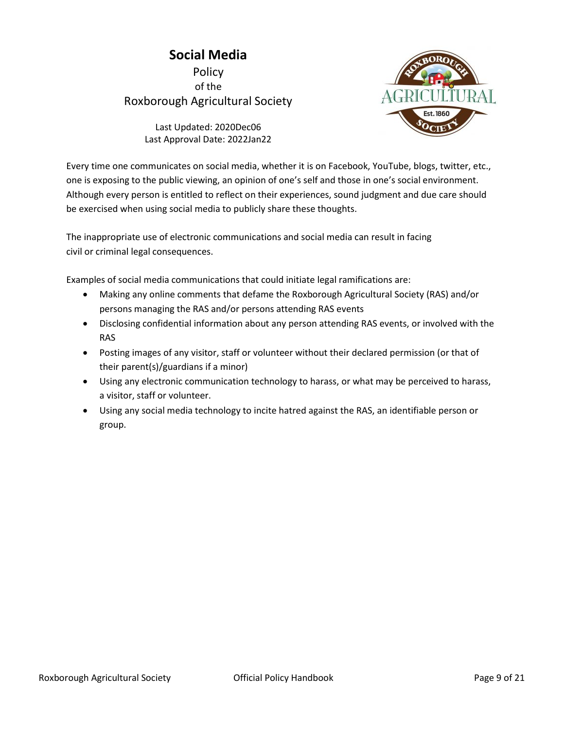# Social Media

Policy
of the
Roxborough Agricultural Society

Last Updated: 2020Dec06
Last Approval Date: 2022Jan22

Every time one communicates on social media, whether it is on Facebook, YouTube, blogs, twitter, etc., one is exposing to the public viewing, an opinion of one's self and those in one's social environment. Although every person is entitled to reflect on their experiences, sound judgment and due care should be exercised when using social media to publicly share these thoughts.

The inappropriate use of electronic communications and social media can result in facing civil or criminal legal consequences.

Examples of social media communications that could initiate legal ramifications are:

- Making any online comments that defame the Roxborough Agricultural Society (RAS) and/or persons managing the RAS and/or persons attending RAS events
- Disclosing confidential information about any person attending RAS events, or involved with the RAS
- Posting images of any visitor, staff or volunteer without their declared permission (or that of their parent(s)/guardians if a minor)
- Using any electronic communication technology to harass, or what may be perceived to harass, a visitor, staff or volunteer.
- Using any social media technology to incite hatred against the RAS, an identifiable person or group.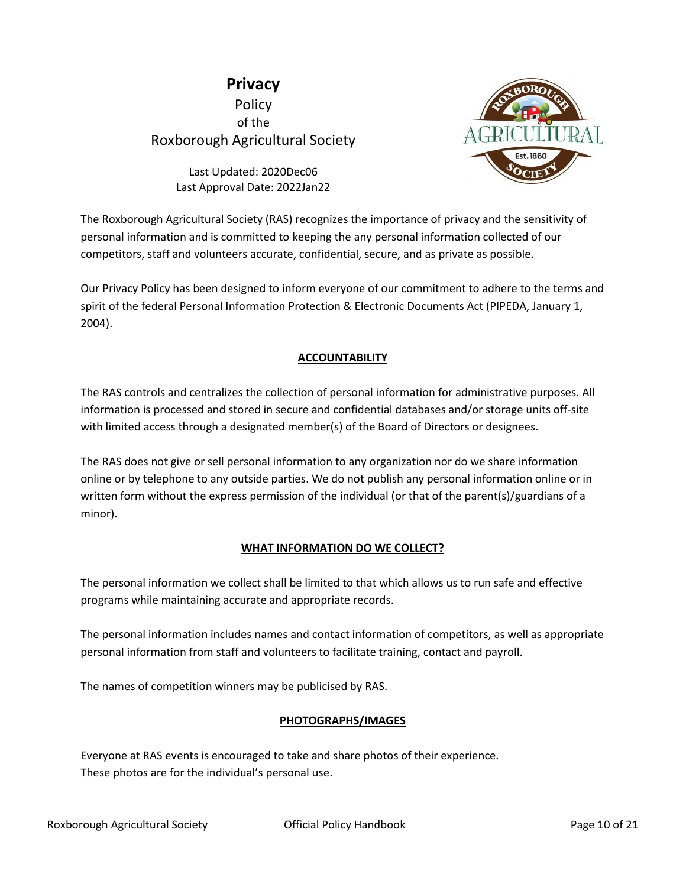# Privacy

Policy
of the
Roxborough Agricultural Society

Last Updated: 2020Dec06
Last Approval Date: 2022Jan22

The Roxborough Agricultural Society (RAS) recognizes the importance of privacy and the sensitivity of personal information and is committed to keeping the any personal information collected of our competitors, staff and volunteers accurate, confidential, secure, and as private as possible.

Our Privacy Policy has been designed to inform everyone of our commitment to adhere to the terms and spirit of the federal Personal Information Protection & Electronic Documents Act (PIPEDA, January 1, 2004).

## ACCOUNTABILITY

The RAS controls and centralizes the collection of personal information for administrative purposes. All information is processed and stored in secure and confidential databases and/or storage units off-site with limited access through a designated member(s) of the Board of Directors or designees.

The RAS does not give or sell personal information to any organization nor do we share information online or by telephone to any outside parties. We do not publish any personal information online or in written form without the express permission of the individual (or that of the parent(s)/guardians of a minor).

## WHAT INFORMATION DO WE COLLECT?

The personal information we collect shall be limited to that which allows us to run safe and effective programs while maintaining accurate and appropriate records.

The personal information includes names and contact information of competitors, as well as appropriate personal information from staff and volunteers to facilitate training, contact and payroll.

The names of competition winners may be publicised by RAS.

## PHOTOGRAPHS/IMAGES

Everyone at RAS events is encouraged to take and share photos of their experience.
These photos are for the individual's personal use.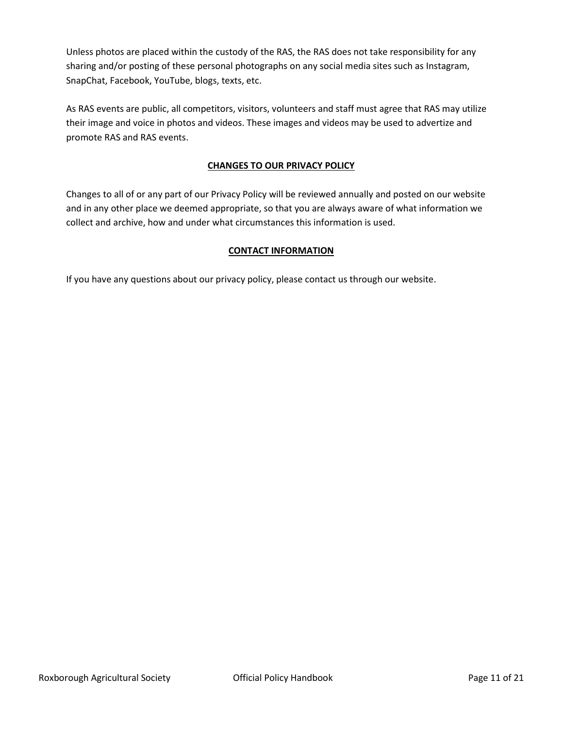Unless photos are placed within the custody of the RAS, the RAS does not take responsibility for any sharing and/or posting of these personal photographs on any social media sites such as Instagram, SnapChat, Facebook, YouTube, blogs, texts, etc.

As RAS events are public, all competitors, visitors, volunteers and staff must agree that RAS may utilize their image and voice in photos and videos. These images and videos may be used to advertize and promote RAS and RAS events.

## CHANGES TO OUR PRIVACY POLICY

Changes to all of or any part of our Privacy Policy will be reviewed annually and posted on our website and in any other place we deemed appropriate, so that you are always aware of what information we collect and archive, how and under what circumstances this information is used.

## CONTACT INFORMATION

If you have any questions about our privacy policy, please contact us through our website.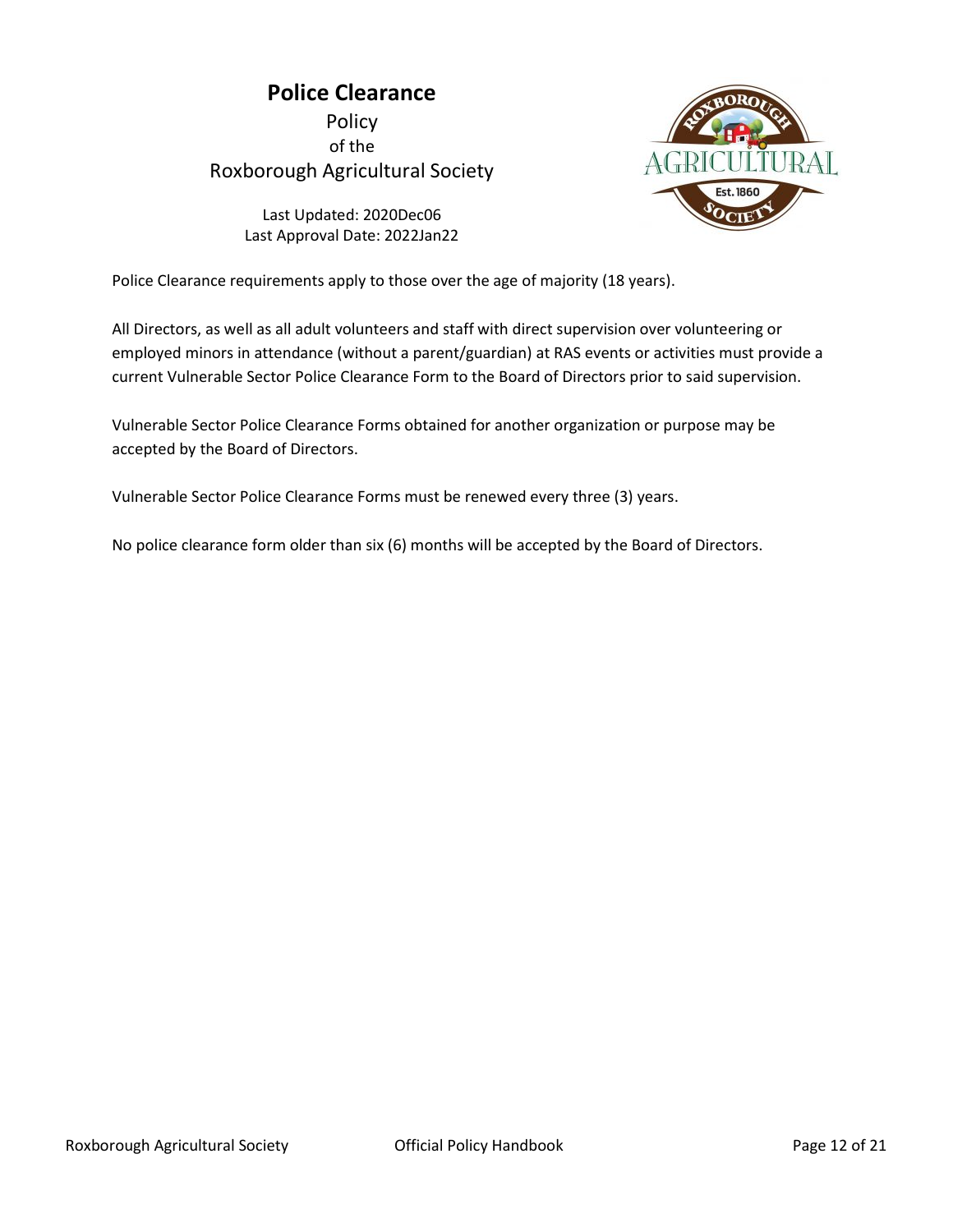# Police Clearance

Policy
of the
Roxborough Agricultural Society

Last Updated: 2020Dec06
Last Approval Date: 2022Jan22

Police Clearance requirements apply to those over the age of majority (18 years).

All Directors, as well as all adult volunteers and staff with direct supervision over volunteering or employed minors in attendance (without a parent/guardian) at RAS events or activities must provide a current Vulnerable Sector Police Clearance Form to the Board of Directors prior to said supervision.

Vulnerable Sector Police Clearance Forms obtained for another organization or purpose may be accepted by the Board of Directors.

Vulnerable Sector Police Clearance Forms must be renewed every three (3) years.

No police clearance form older than six (6) months will be accepted by the Board of Directors.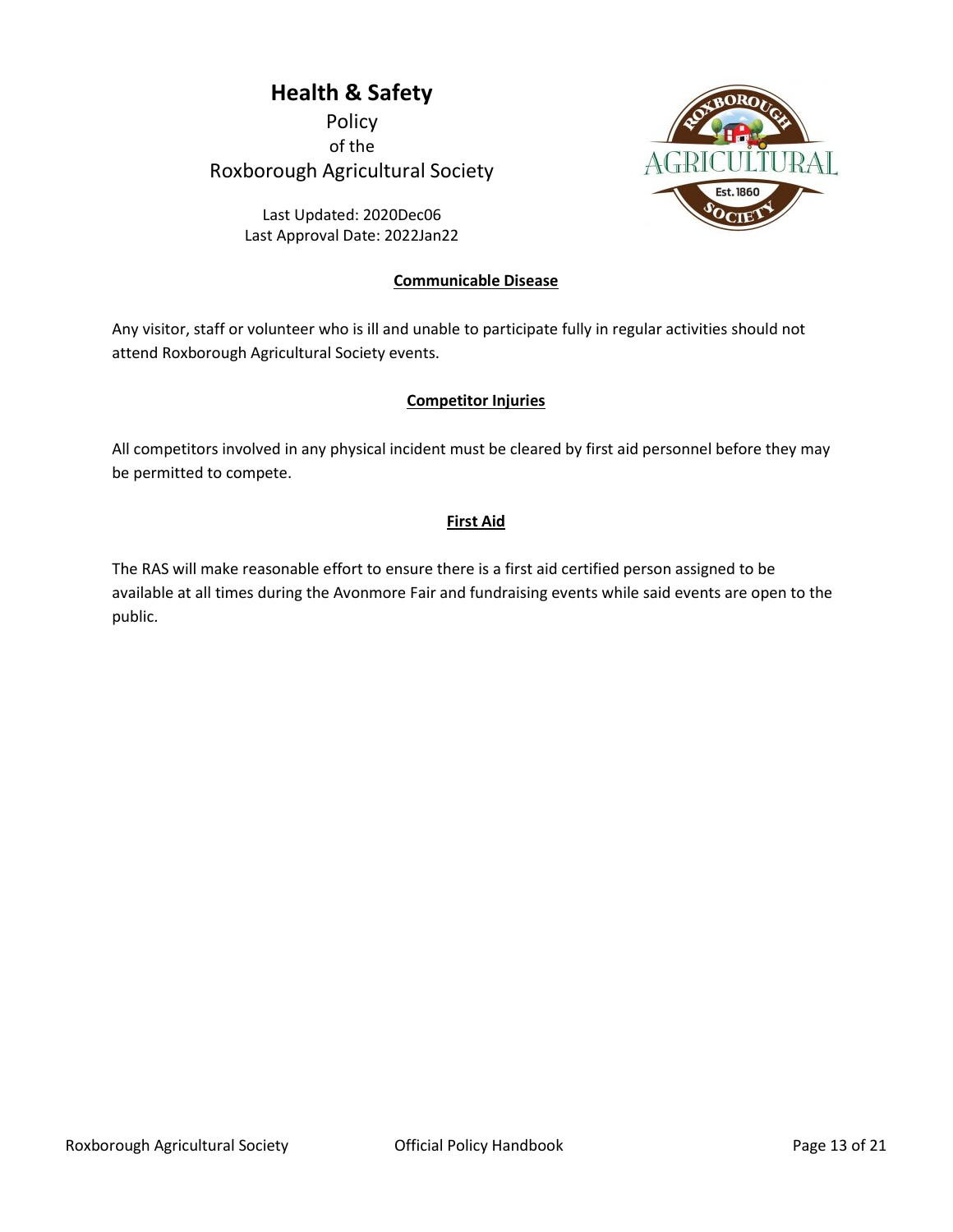# Health & Safety

Policy
of the
Roxborough Agricultural Society

Last Updated: 2020Dec06
Last Approval Date: 2022Jan22

## Communicable Disease

Any visitor, staff or volunteer who is ill and unable to participate fully in regular activities should not attend Roxborough Agricultural Society events.

## Competitor Injuries

All competitors involved in any physical incident must be cleared by first aid personnel before they may be permitted to compete.

## First Aid

The RAS will make reasonable effort to ensure there is a first aid certified person assigned to be available at all times during the Avonmore Fair and fundraising events while said events are open to the public.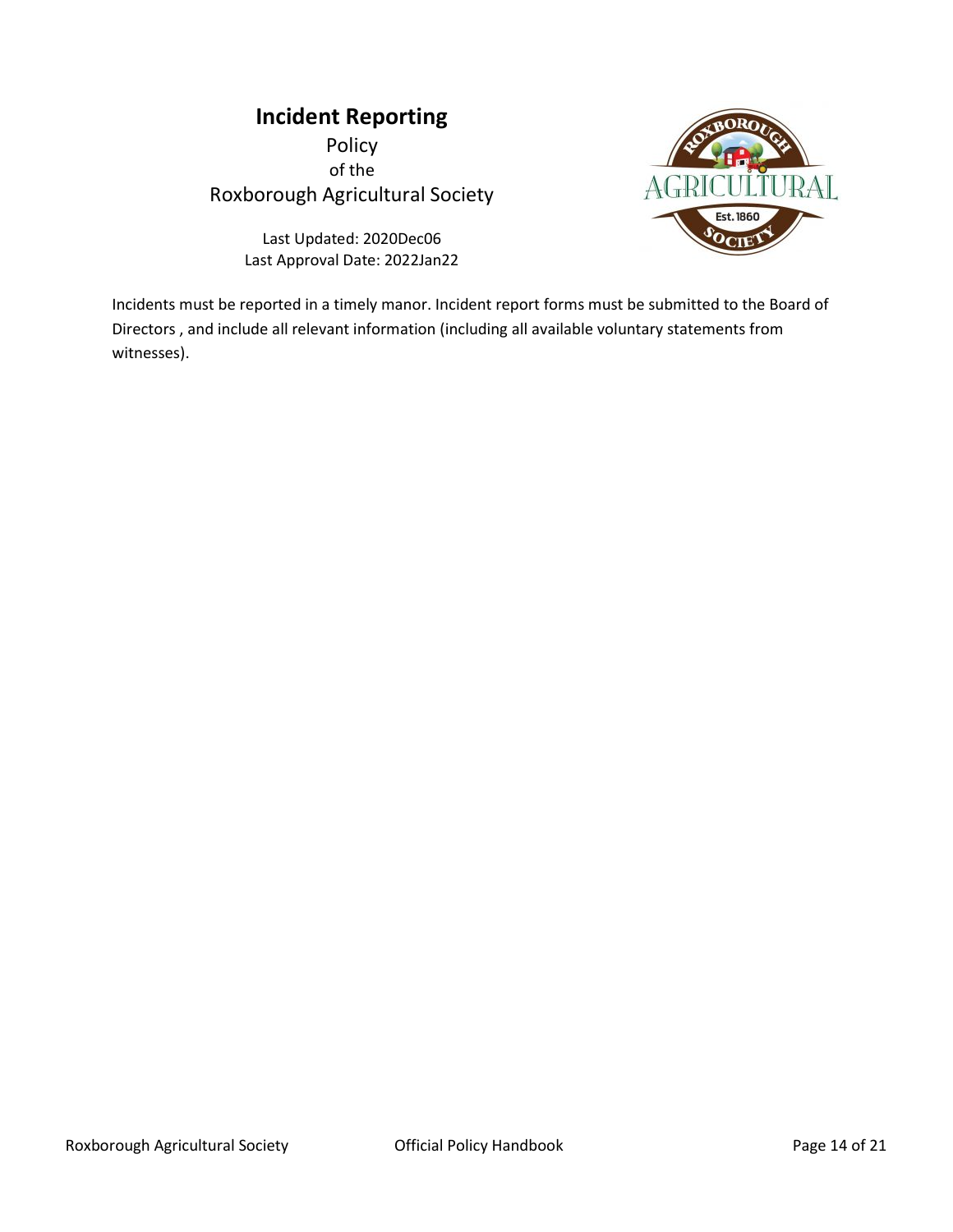# Incident Reporting

Policy
of the
Roxborough Agricultural Society

Last Updated: 2020Dec06
Last Approval Date: 2022Jan22

Incidents must be reported in a timely manor. Incident report forms must be submitted to the Board of Directors , and include all relevant information (including all available voluntary statements from witnesses).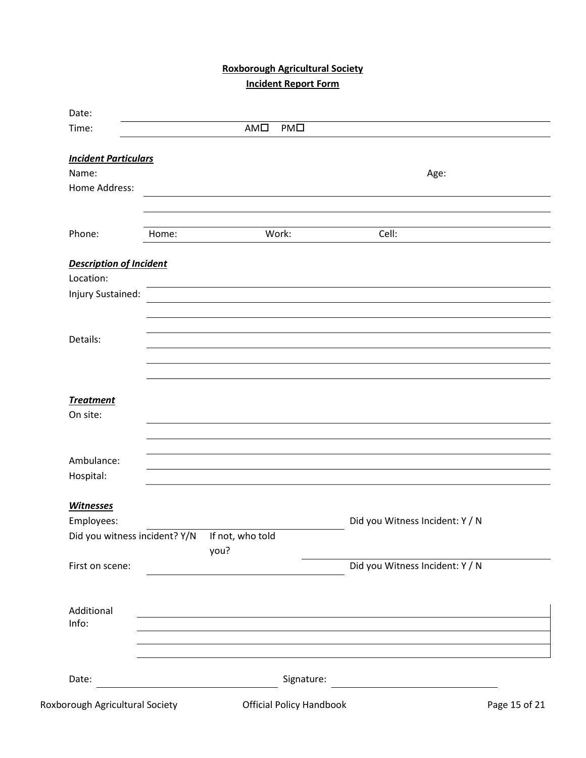**Roxborough Agricultural Society**

**Incident Report Form**

Date:

Time: AM☐ PM☐

***Incident Particulars***

Name: Age:

Home Address:

Phone: Home: Work: Cell:

***Description of Incident***

Location:

Injury Sustained:

Details:

***Treatment***

On site:

Ambulance:

Hospital:

***Witnesses***

Employees: Did you Witness Incident: Y / N

Did you witness incident? Y/N If not, who told you?

First on scene: Did you Witness Incident: Y / N

Additional Info:

Date: Signature: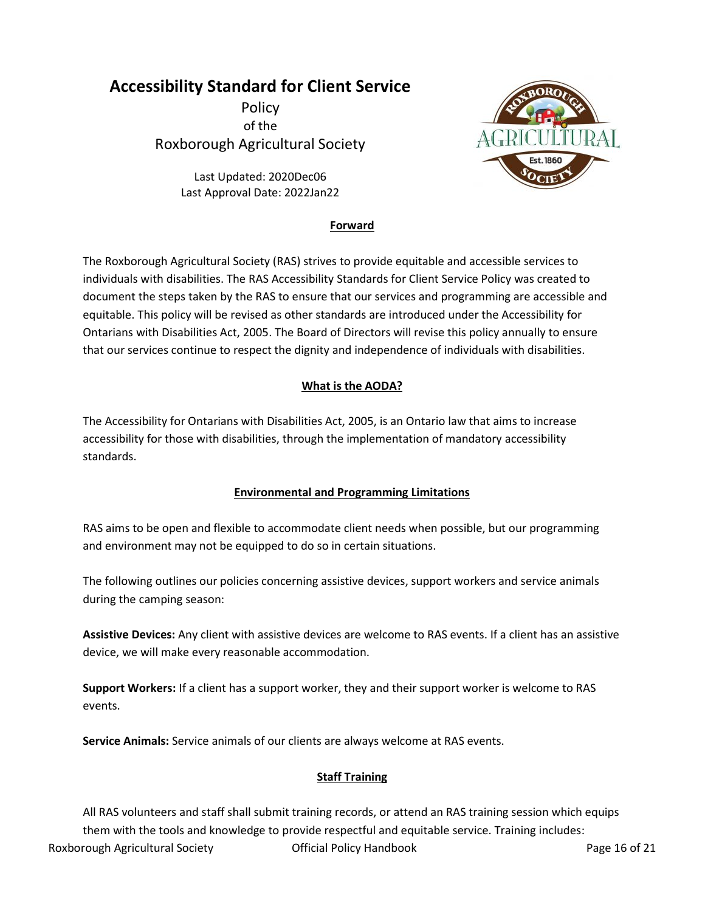# Accessibility Standard for Client Service

Policy
of the
Roxborough Agricultural Society

Last Updated: 2020Dec06
Last Approval Date: 2022Jan22

## Forward

The Roxborough Agricultural Society (RAS) strives to provide equitable and accessible services to individuals with disabilities. The RAS Accessibility Standards for Client Service Policy was created to document the steps taken by the RAS to ensure that our services and programming are accessible and equitable. This policy will be revised as other standards are introduced under the Accessibility for Ontarians with Disabilities Act, 2005. The Board of Directors will revise this policy annually to ensure that our services continue to respect the dignity and independence of individuals with disabilities.

## What is the AODA?

The Accessibility for Ontarians with Disabilities Act, 2005, is an Ontario law that aims to increase accessibility for those with disabilities, through the implementation of mandatory accessibility standards.

## Environmental and Programming Limitations

RAS aims to be open and flexible to accommodate client needs when possible, but our programming and environment may not be equipped to do so in certain situations.

The following outlines our policies concerning assistive devices, support workers and service animals during the camping season:

**Assistive Devices:** Any client with assistive devices are welcome to RAS events. If a client has an assistive device, we will make every reasonable accommodation.

**Support Workers:** If a client has a support worker, they and their support worker is welcome to RAS events.

**Service Animals:** Service animals of our clients are always welcome at RAS events.

## Staff Training

All RAS volunteers and staff shall submit training records, or attend an RAS training session which equips them with the tools and knowledge to provide respectful and equitable service. Training includes: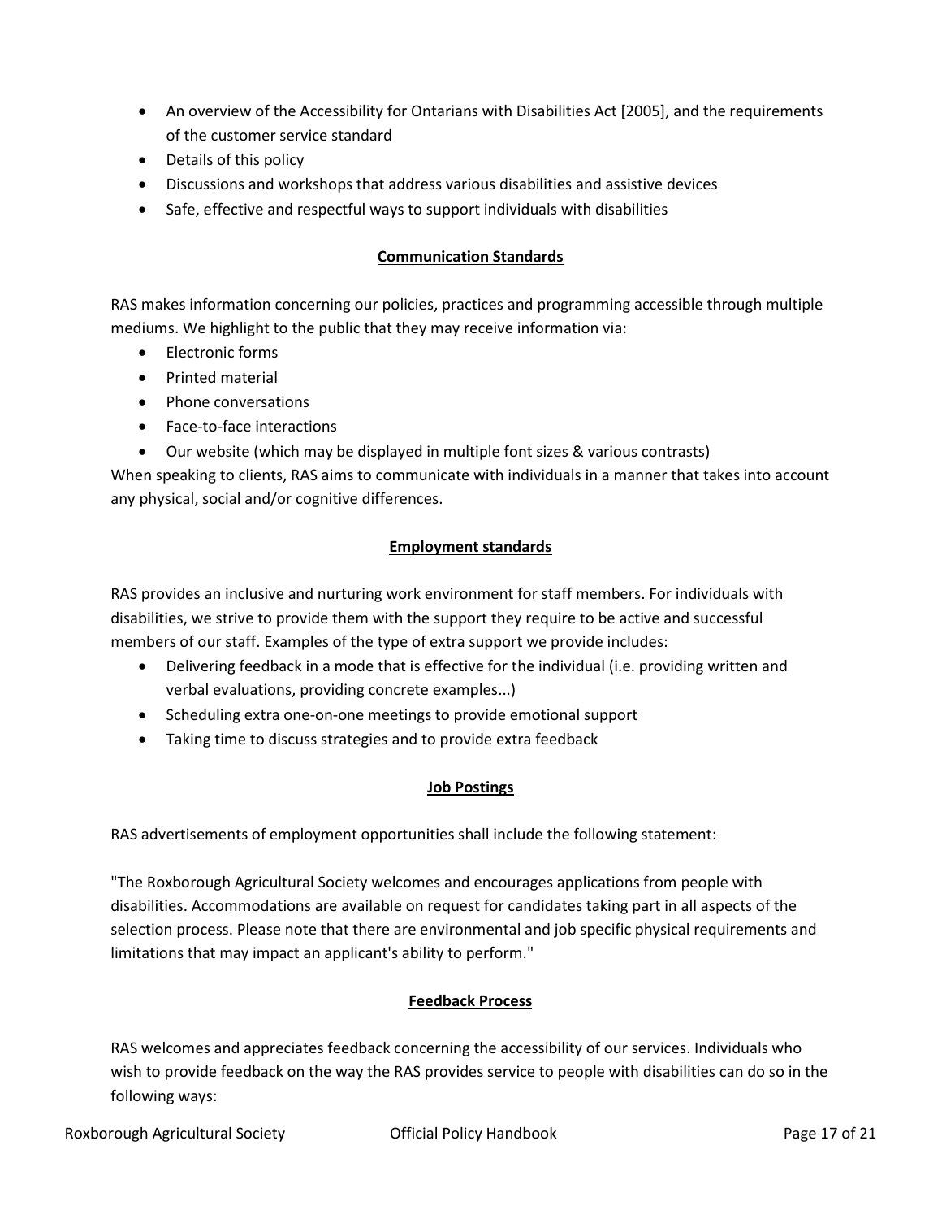- An overview of the Accessibility for Ontarians with Disabilities Act [2005], and the requirements of the customer service standard
- Details of this policy
- Discussions and workshops that address various disabilities and assistive devices
- Safe, effective and respectful ways to support individuals with disabilities

## Communication Standards

RAS makes information concerning our policies, practices and programming accessible through multiple mediums. We highlight to the public that they may receive information via:

- Electronic forms
- Printed material
- Phone conversations
- Face-to-face interactions
- Our website (which may be displayed in multiple font sizes & various contrasts)

When speaking to clients, RAS aims to communicate with individuals in a manner that takes into account any physical, social and/or cognitive differences.

## Employment standards

RAS provides an inclusive and nurturing work environment for staff members. For individuals with disabilities, we strive to provide them with the support they require to be active and successful members of our staff. Examples of the type of extra support we provide includes:

- Delivering feedback in a mode that is effective for the individual (i.e. providing written and verbal evaluations, providing concrete examples...)
- Scheduling extra one-on-one meetings to provide emotional support
- Taking time to discuss strategies and to provide extra feedback

## Job Postings

RAS advertisements of employment opportunities shall include the following statement:

"The Roxborough Agricultural Society welcomes and encourages applications from people with disabilities. Accommodations are available on request for candidates taking part in all aspects of the selection process. Please note that there are environmental and job specific physical requirements and limitations that may impact an applicant's ability to perform."

## Feedback Process

RAS welcomes and appreciates feedback concerning the accessibility of our services. Individuals who wish to provide feedback on the way the RAS provides service to people with disabilities can do so in the following ways: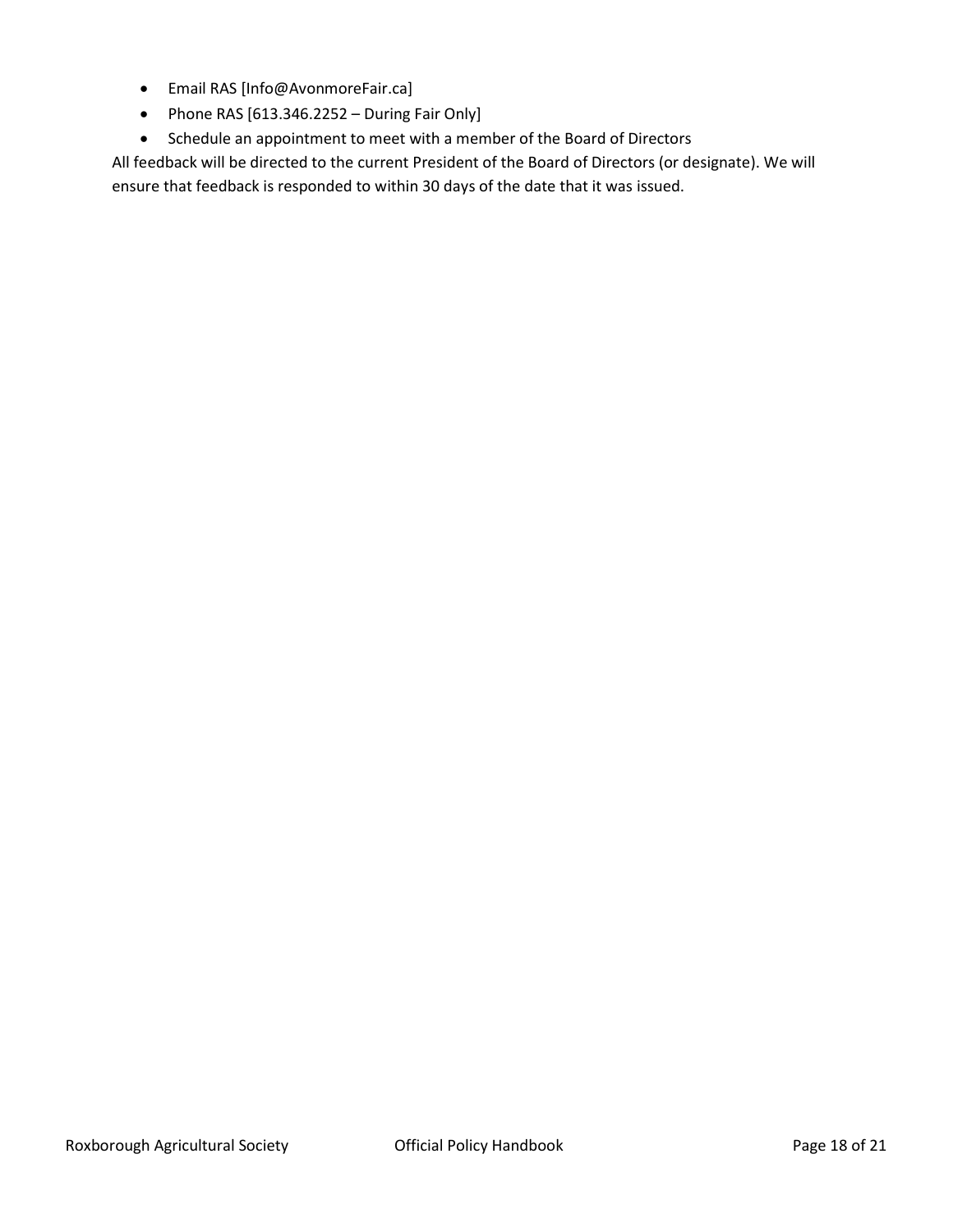- Email RAS [Info@AvonmoreFair.ca]
- Phone RAS [613.346.2252 – During Fair Only]
- Schedule an appointment to meet with a member of the Board of Directors

All feedback will be directed to the current President of the Board of Directors (or designate). We will ensure that feedback is responded to within 30 days of the date that it was issued.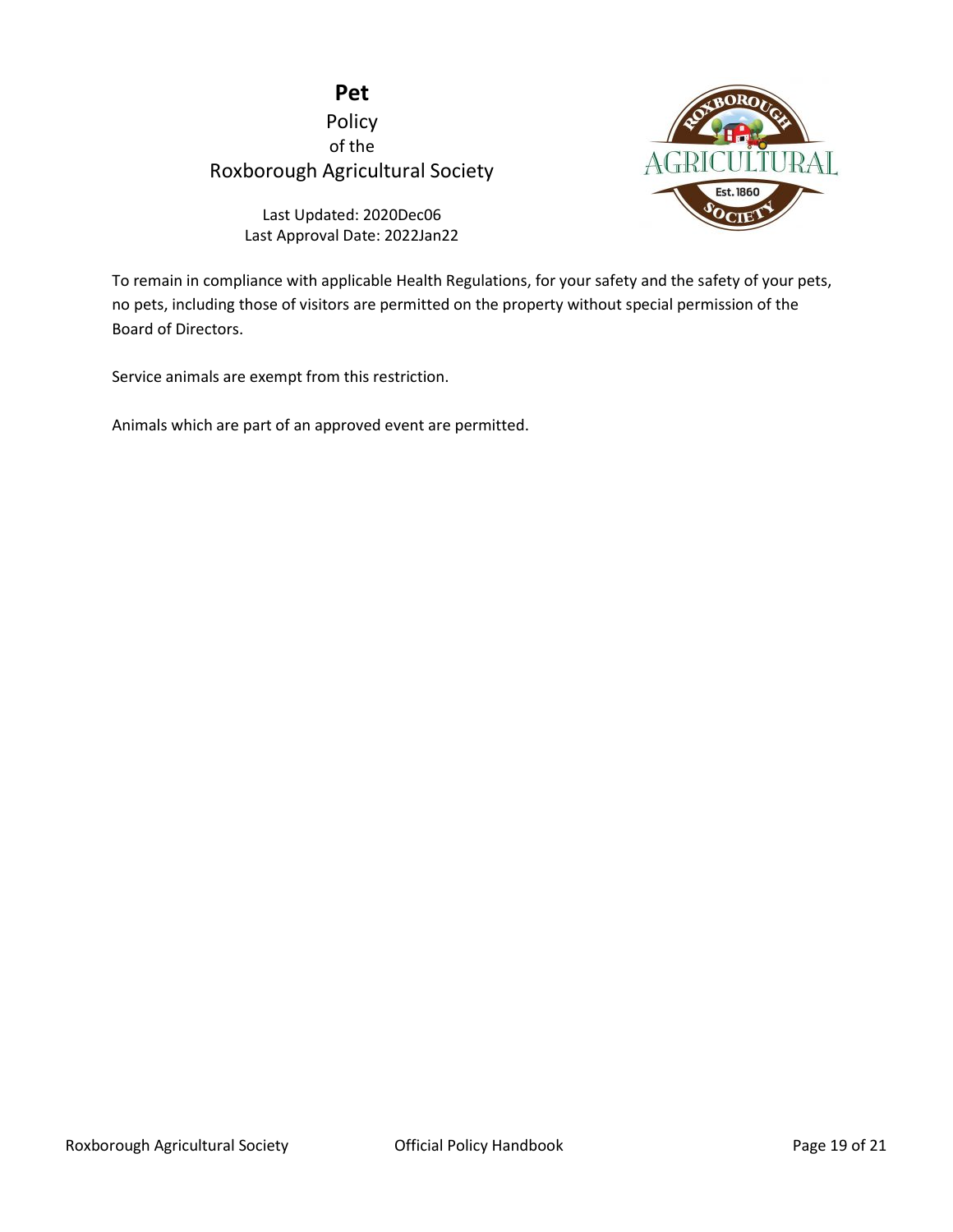# Pet

Policy
of the
Roxborough Agricultural Society

Last Updated: 2020Dec06
Last Approval Date: 2022Jan22

To remain in compliance with applicable Health Regulations, for your safety and the safety of your pets, no pets, including those of visitors are permitted on the property without special permission of the Board of Directors.

Service animals are exempt from this restriction.

Animals which are part of an approved event are permitted.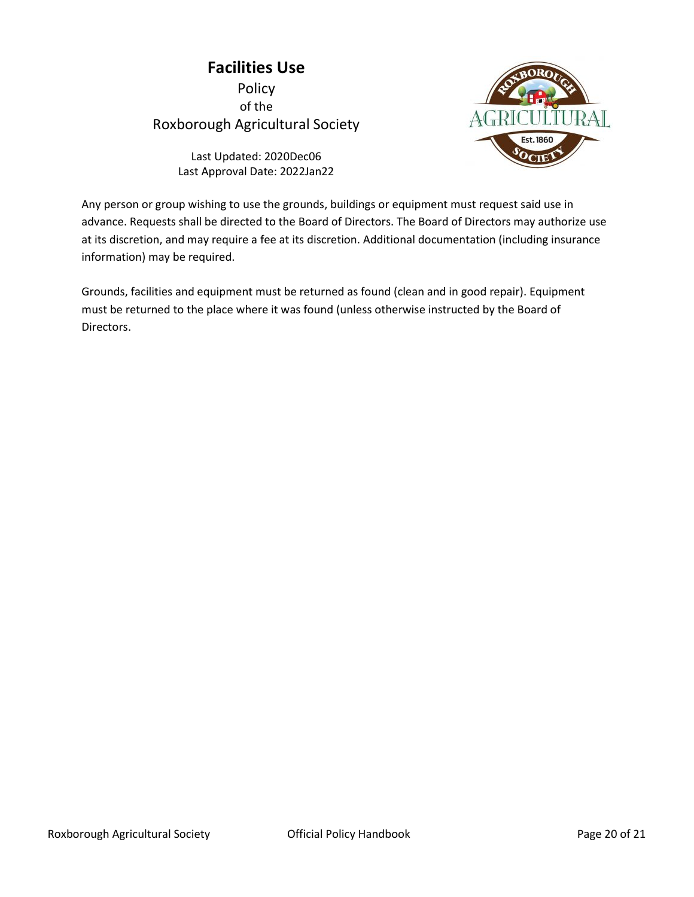# Facilities Use

Policy
of the
Roxborough Agricultural Society

Last Updated: 2020Dec06
Last Approval Date: 2022Jan22

Any person or group wishing to use the grounds, buildings or equipment must request said use in advance. Requests shall be directed to the Board of Directors. The Board of Directors may authorize use at its discretion, and may require a fee at its discretion. Additional documentation (including insurance information) may be required.

Grounds, facilities and equipment must be returned as found (clean and in good repair). Equipment must be returned to the place where it was found (unless otherwise instructed by the Board of Directors.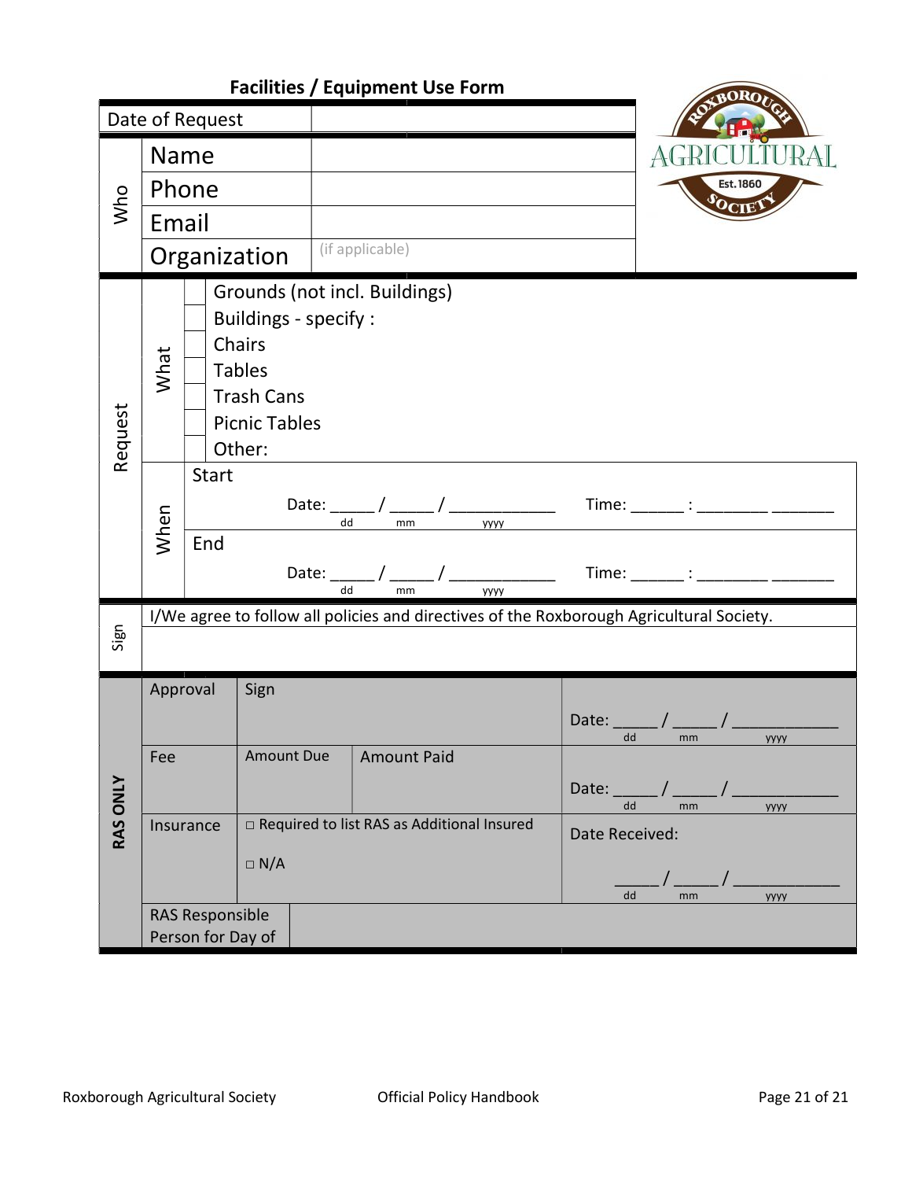# Facilities / Equipment Use Form

| | | |
|---|---|---|
| Date of Request | | |
| Who | Name | |
| | Phone | |
| | Email | |
| | Organization | (if applicable) |

| | | | |
|---|---|---|---|
| Request | What | ☐ | Grounds (not incl. Buildings) |
| | | ☐ | Buildings - specify : |
| | | ☐ | Chairs |
| | | ☐ | Tables |
| | | ☐ | Trash Cans |
| | | ☐ | Picnic Tables |
| | | ☐ | Other: |
| | When | Start | Date: _____ / _____ / ___________ (dd / mm / yyyy) Time: ______ : ________ _______ |
| | | End | Date: _____ / _____ / ___________ (dd / mm / yyyy) Time: ______ : ________ _______ |

| | |
|---|---|
| Sign | I/We agree to follow all policies and directives of the Roxborough Agricultural Society. |
| | |

| | | | | |
|---|---|---|---|---|
| RAS ONLY | Approval | Sign | | Date: _____ / _____ / ___________ (dd / mm / yyyy) |
| | Fee | Amount Due | Amount Paid | Date: _____ / _____ / ___________ (dd / mm / yyyy) |
| | Insurance | □ Required to list RAS as Additional Insured<br>□ N/A | | Date Received: _____ / _____ / ___________ (dd / mm / yyyy) |
| | RAS Responsible Person for Day of | | | |